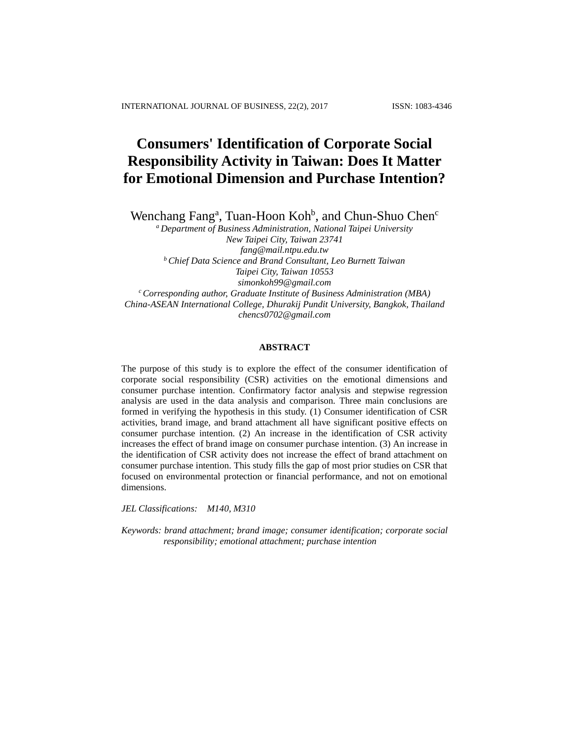# Consumers' Identification of Corporate Social Responsibility Activity in Taiwan: Does It Matter for Emotional Dimension and Purchase Intention?

Wenchang Fang[a], Tuan-Hoon Koh[b], and Chun-Shuo Chen[c]

[a] *Department of Business Administration, National Taipei University*
*New Taipei City, Taiwan 23741*
*fang@mail.ntpu.edu.tw*

[b] *Chief Data Science and Brand Consultant, Leo Burnett Taiwan*
*Taipei City, Taiwan 10553*
*simonkoh99@gmail.com*

[c] *Corresponding author, Graduate Institute of Business Administration (MBA)*
*China-ASEAN International College, Dhurakij Pundit University, Bangkok, Thailand*
*chencs0702@gmail.com*

## ABSTRACT

The purpose of this study is to explore the effect of the consumer identification of corporate social responsibility (CSR) activities on the emotional dimensions and consumer purchase intention. Confirmatory factor analysis and stepwise regression analysis are used in the data analysis and comparison. Three main conclusions are formed in verifying the hypothesis in this study. (1) Consumer identification of CSR activities, brand image, and brand attachment all have significant positive effects on consumer purchase intention. (2) An increase in the identification of CSR activity increases the effect of brand image on consumer purchase intention. (3) An increase in the identification of CSR activity does not increase the effect of brand attachment on consumer purchase intention. This study fills the gap of most prior studies on CSR that focused on environmental protection or financial performance, and not on emotional dimensions.

*JEL Classifications:* *M140, M310*

*Keywords: brand attachment; brand image; consumer identification; corporate social responsibility; emotional attachment; purchase intention*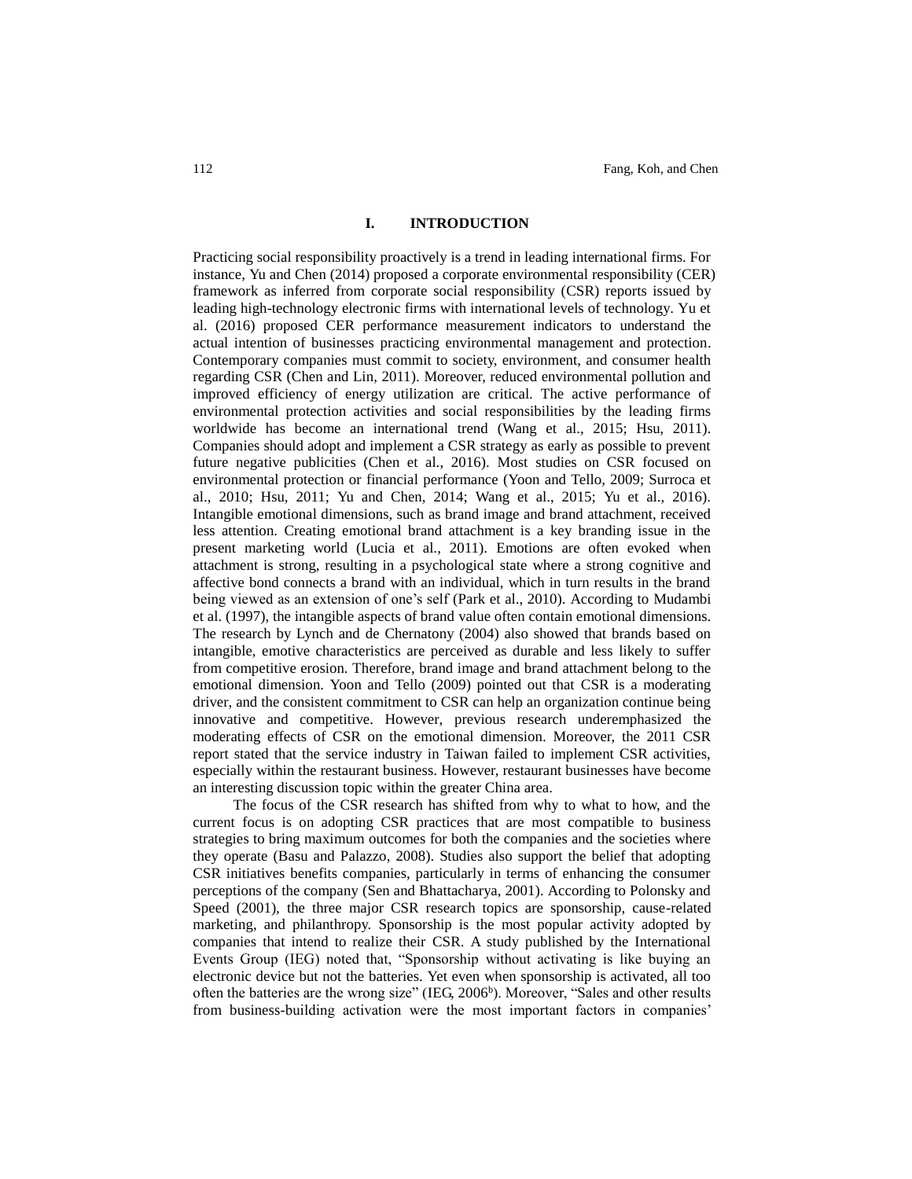## I. INTRODUCTION

Practicing social responsibility proactively is a trend in leading international firms. For instance, Yu and Chen (2014) proposed a corporate environmental responsibility (CER) framework as inferred from corporate social responsibility (CSR) reports issued by leading high-technology electronic firms with international levels of technology. Yu et al. (2016) proposed CER performance measurement indicators to understand the actual intention of businesses practicing environmental management and protection. Contemporary companies must commit to society, environment, and consumer health regarding CSR (Chen and Lin, 2011). Moreover, reduced environmental pollution and improved efficiency of energy utilization are critical. The active performance of environmental protection activities and social responsibilities by the leading firms worldwide has become an international trend (Wang et al., 2015; Hsu, 2011). Companies should adopt and implement a CSR strategy as early as possible to prevent future negative publicities (Chen et al., 2016). Most studies on CSR focused on environmental protection or financial performance (Yoon and Tello, 2009; Surroca et al., 2010; Hsu, 2011; Yu and Chen, 2014; Wang et al., 2015; Yu et al., 2016). Intangible emotional dimensions, such as brand image and brand attachment, received less attention. Creating emotional brand attachment is a key branding issue in the present marketing world (Lucia et al., 2011). Emotions are often evoked when attachment is strong, resulting in a psychological state where a strong cognitive and affective bond connects a brand with an individual, which in turn results in the brand being viewed as an extension of one's self (Park et al., 2010). According to Mudambi et al. (1997), the intangible aspects of brand value often contain emotional dimensions. The research by Lynch and de Chernatony (2004) also showed that brands based on intangible, emotive characteristics are perceived as durable and less likely to suffer from competitive erosion. Therefore, brand image and brand attachment belong to the emotional dimension. Yoon and Tello (2009) pointed out that CSR is a moderating driver, and the consistent commitment to CSR can help an organization continue being innovative and competitive. However, previous research underemphasized the moderating effects of CSR on the emotional dimension. Moreover, the 2011 CSR report stated that the service industry in Taiwan failed to implement CSR activities, especially within the restaurant business. However, restaurant businesses have become an interesting discussion topic within the greater China area.

The focus of the CSR research has shifted from why to what to how, and the current focus is on adopting CSR practices that are most compatible to business strategies to bring maximum outcomes for both the companies and the societies where they operate (Basu and Palazzo, 2008). Studies also support the belief that adopting CSR initiatives benefits companies, particularly in terms of enhancing the consumer perceptions of the company (Sen and Bhattacharya, 2001). According to Polonsky and Speed (2001), the three major CSR research topics are sponsorship, cause-related marketing, and philanthropy. Sponsorship is the most popular activity adopted by companies that intend to realize their CSR. A study published by the International Events Group (IEG) noted that, "Sponsorship without activating is like buying an electronic device but not the batteries. Yet even when sponsorship is activated, all too often the batteries are the wrong size" (IEG, 2006[b]). Moreover, "Sales and other results from business-building activation were the most important factors in companies'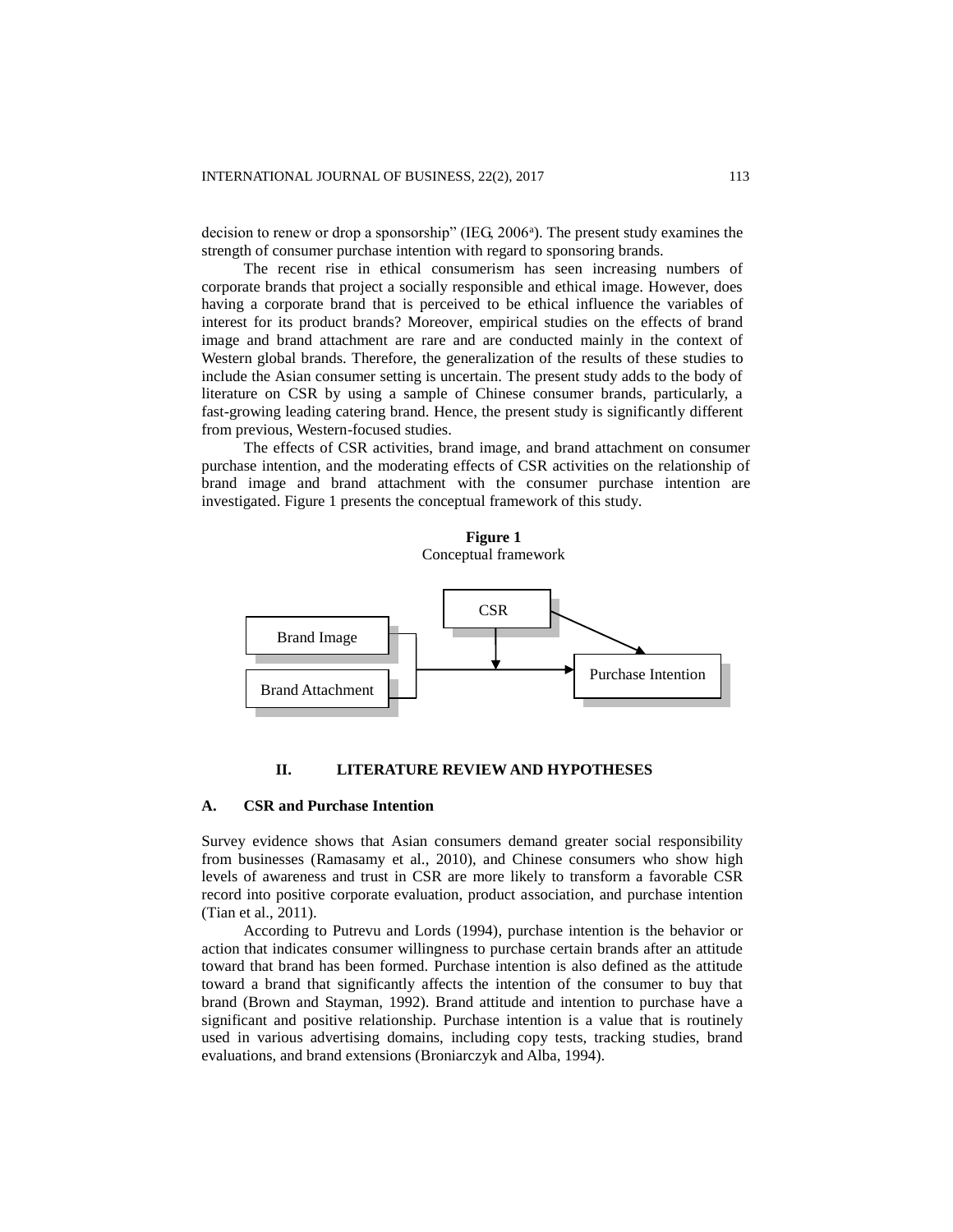decision to renew or drop a sponsorship" (IEG, 2006[a]). The present study examines the strength of consumer purchase intention with regard to sponsoring brands.

The recent rise in ethical consumerism has seen increasing numbers of corporate brands that project a socially responsible and ethical image. However, does having a corporate brand that is perceived to be ethical influence the variables of interest for its product brands? Moreover, empirical studies on the effects of brand image and brand attachment are rare and are conducted mainly in the context of Western global brands. Therefore, the generalization of the results of these studies to include the Asian consumer setting is uncertain. The present study adds to the body of literature on CSR by using a sample of Chinese consumer brands, particularly, a fast-growing leading catering brand. Hence, the present study is significantly different from previous, Western-focused studies.

The effects of CSR activities, brand image, and brand attachment on consumer purchase intention, and the moderating effects of CSR activities on the relationship of brand image and brand attachment with the consumer purchase intention are investigated. Figure 1 presents the conceptual framework of this study.

**Figure 1**
Conceptual framework

CSR

Brand Image

Brand Attachment

Purchase Intention

## II. LITERATURE REVIEW AND HYPOTHESES

### A. CSR and Purchase Intention

Survey evidence shows that Asian consumers demand greater social responsibility from businesses (Ramasamy et al., 2010), and Chinese consumers who show high levels of awareness and trust in CSR are more likely to transform a favorable CSR record into positive corporate evaluation, product association, and purchase intention (Tian et al., 2011).

According to Putrevu and Lords (1994), purchase intention is the behavior or action that indicates consumer willingness to purchase certain brands after an attitude toward that brand has been formed. Purchase intention is also defined as the attitude toward a brand that significantly affects the intention of the consumer to buy that brand (Brown and Stayman, 1992). Brand attitude and intention to purchase have a significant and positive relationship. Purchase intention is a value that is routinely used in various advertising domains, including copy tests, tracking studies, brand evaluations, and brand extensions (Broniarczyk and Alba, 1994).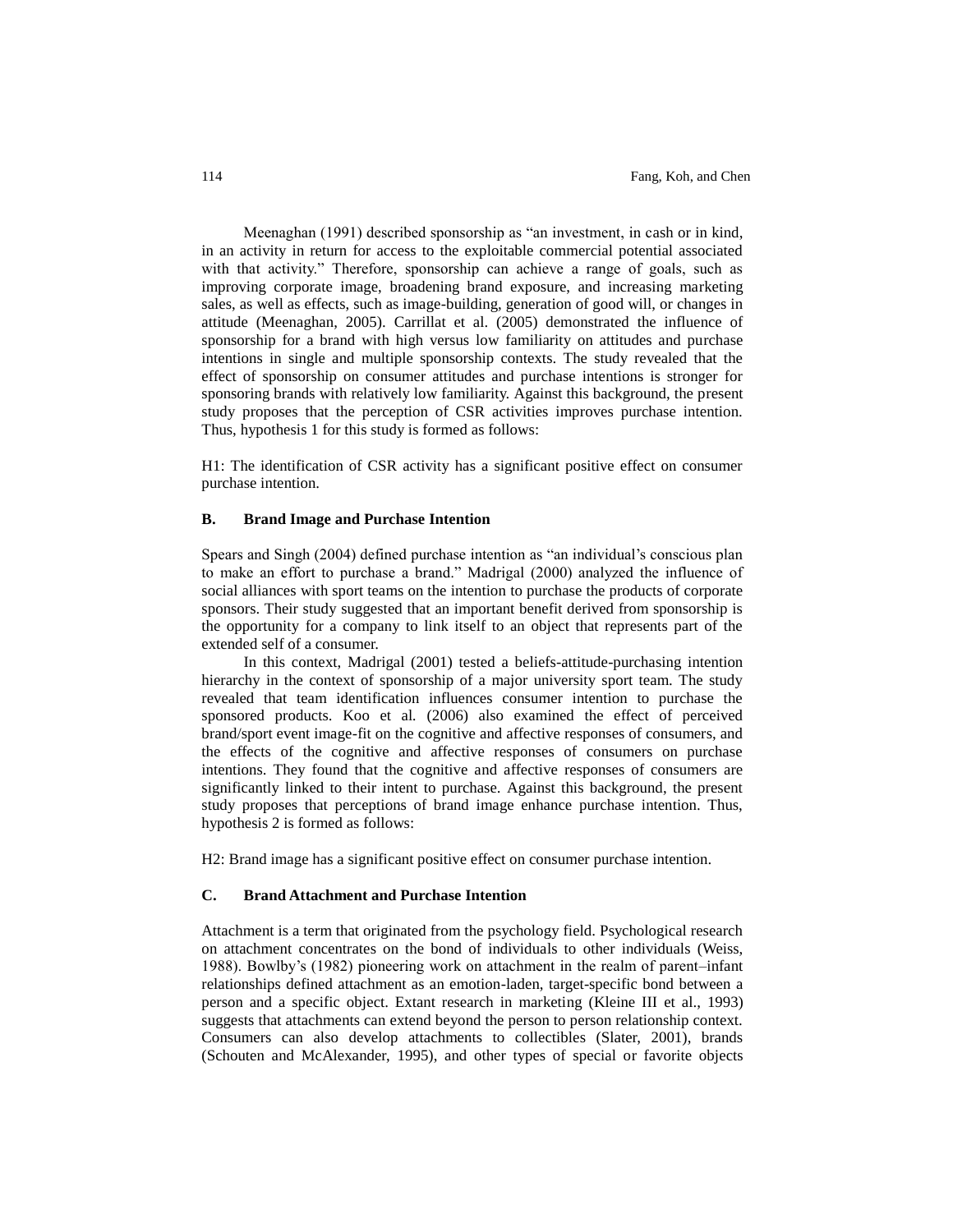Meenaghan (1991) described sponsorship as "an investment, in cash or in kind, in an activity in return for access to the exploitable commercial potential associated with that activity." Therefore, sponsorship can achieve a range of goals, such as improving corporate image, broadening brand exposure, and increasing marketing sales, as well as effects, such as image-building, generation of good will, or changes in attitude (Meenaghan, 2005). Carrillat et al. (2005) demonstrated the influence of sponsorship for a brand with high versus low familiarity on attitudes and purchase intentions in single and multiple sponsorship contexts. The study revealed that the effect of sponsorship on consumer attitudes and purchase intentions is stronger for sponsoring brands with relatively low familiarity. Against this background, the present study proposes that the perception of CSR activities improves purchase intention. Thus, hypothesis 1 for this study is formed as follows:

H1: The identification of CSR activity has a significant positive effect on consumer purchase intention.

### B. Brand Image and Purchase Intention

Spears and Singh (2004) defined purchase intention as "an individual's conscious plan to make an effort to purchase a brand." Madrigal (2000) analyzed the influence of social alliances with sport teams on the intention to purchase the products of corporate sponsors. Their study suggested that an important benefit derived from sponsorship is the opportunity for a company to link itself to an object that represents part of the extended self of a consumer.

In this context, Madrigal (2001) tested a beliefs-attitude-purchasing intention hierarchy in the context of sponsorship of a major university sport team. The study revealed that team identification influences consumer intention to purchase the sponsored products. Koo et al. (2006) also examined the effect of perceived brand/sport event image-fit on the cognitive and affective responses of consumers, and the effects of the cognitive and affective responses of consumers on purchase intentions. They found that the cognitive and affective responses of consumers are significantly linked to their intent to purchase. Against this background, the present study proposes that perceptions of brand image enhance purchase intention. Thus, hypothesis 2 is formed as follows:

H2: Brand image has a significant positive effect on consumer purchase intention.

### C. Brand Attachment and Purchase Intention

Attachment is a term that originated from the psychology field. Psychological research on attachment concentrates on the bond of individuals to other individuals (Weiss, 1988). Bowlby's (1982) pioneering work on attachment in the realm of parent–infant relationships defined attachment as an emotion-laden, target-specific bond between a person and a specific object. Extant research in marketing (Kleine III et al., 1993) suggests that attachments can extend beyond the person to person relationship context. Consumers can also develop attachments to collectibles (Slater, 2001), brands (Schouten and McAlexander, 1995), and other types of special or favorite objects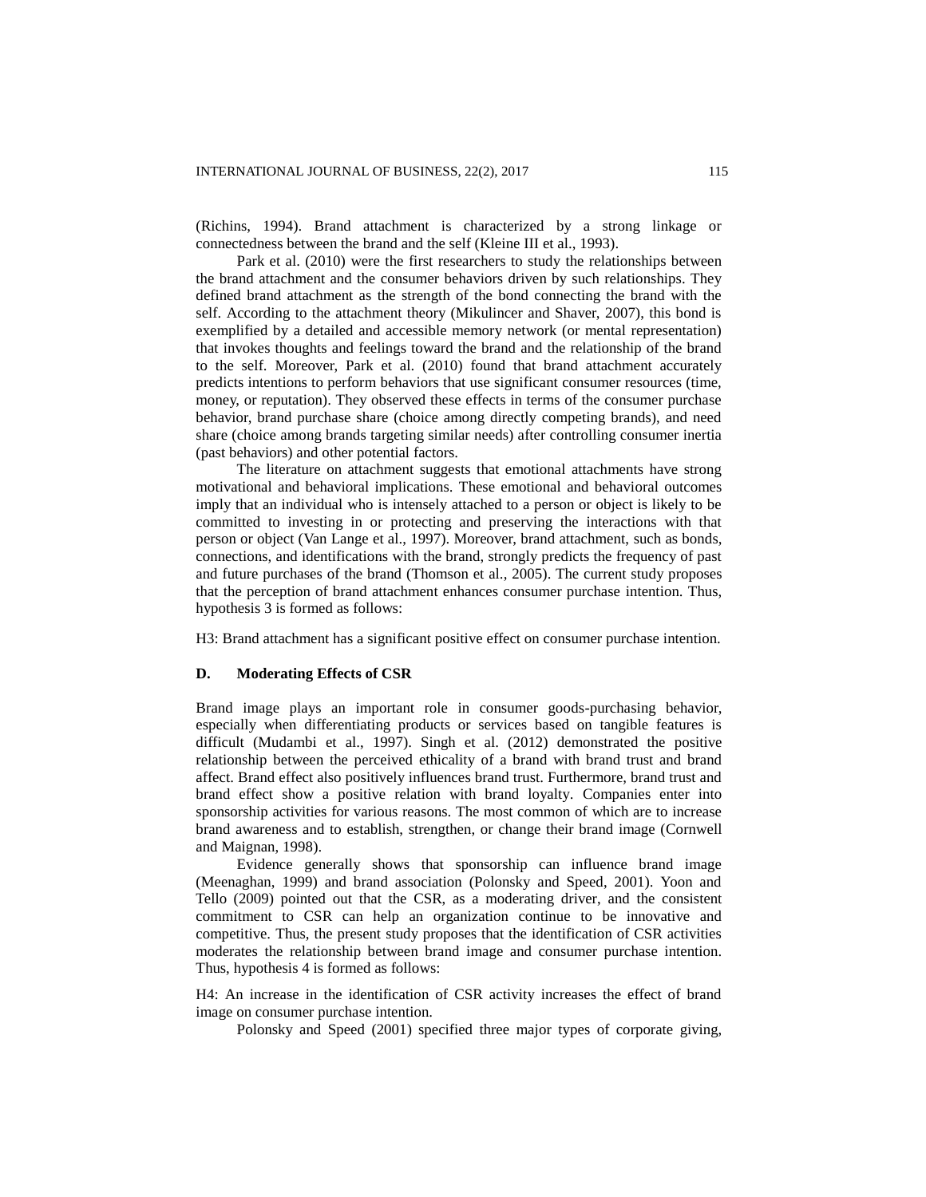(Richins, 1994). Brand attachment is characterized by a strong linkage or connectedness between the brand and the self (Kleine III et al., 1993).

Park et al. (2010) were the first researchers to study the relationships between the brand attachment and the consumer behaviors driven by such relationships. They defined brand attachment as the strength of the bond connecting the brand with the self. According to the attachment theory (Mikulincer and Shaver, 2007), this bond is exemplified by a detailed and accessible memory network (or mental representation) that invokes thoughts and feelings toward the brand and the relationship of the brand to the self. Moreover, Park et al. (2010) found that brand attachment accurately predicts intentions to perform behaviors that use significant consumer resources (time, money, or reputation). They observed these effects in terms of the consumer purchase behavior, brand purchase share (choice among directly competing brands), and need share (choice among brands targeting similar needs) after controlling consumer inertia (past behaviors) and other potential factors.

The literature on attachment suggests that emotional attachments have strong motivational and behavioral implications. These emotional and behavioral outcomes imply that an individual who is intensely attached to a person or object is likely to be committed to investing in or protecting and preserving the interactions with that person or object (Van Lange et al., 1997). Moreover, brand attachment, such as bonds, connections, and identifications with the brand, strongly predicts the frequency of past and future purchases of the brand (Thomson et al., 2005). The current study proposes that the perception of brand attachment enhances consumer purchase intention. Thus, hypothesis 3 is formed as follows:

H3: Brand attachment has a significant positive effect on consumer purchase intention.

## D. Moderating Effects of CSR

Brand image plays an important role in consumer goods-purchasing behavior, especially when differentiating products or services based on tangible features is difficult (Mudambi et al., 1997). Singh et al. (2012) demonstrated the positive relationship between the perceived ethicality of a brand with brand trust and brand affect. Brand effect also positively influences brand trust. Furthermore, brand trust and brand effect show a positive relation with brand loyalty. Companies enter into sponsorship activities for various reasons. The most common of which are to increase brand awareness and to establish, strengthen, or change their brand image (Cornwell and Maignan, 1998).

Evidence generally shows that sponsorship can influence brand image (Meenaghan, 1999) and brand association (Polonsky and Speed, 2001). Yoon and Tello (2009) pointed out that the CSR, as a moderating driver, and the consistent commitment to CSR can help an organization continue to be innovative and competitive. Thus, the present study proposes that the identification of CSR activities moderates the relationship between brand image and consumer purchase intention. Thus, hypothesis 4 is formed as follows:

H4: An increase in the identification of CSR activity increases the effect of brand image on consumer purchase intention.

Polonsky and Speed (2001) specified three major types of corporate giving,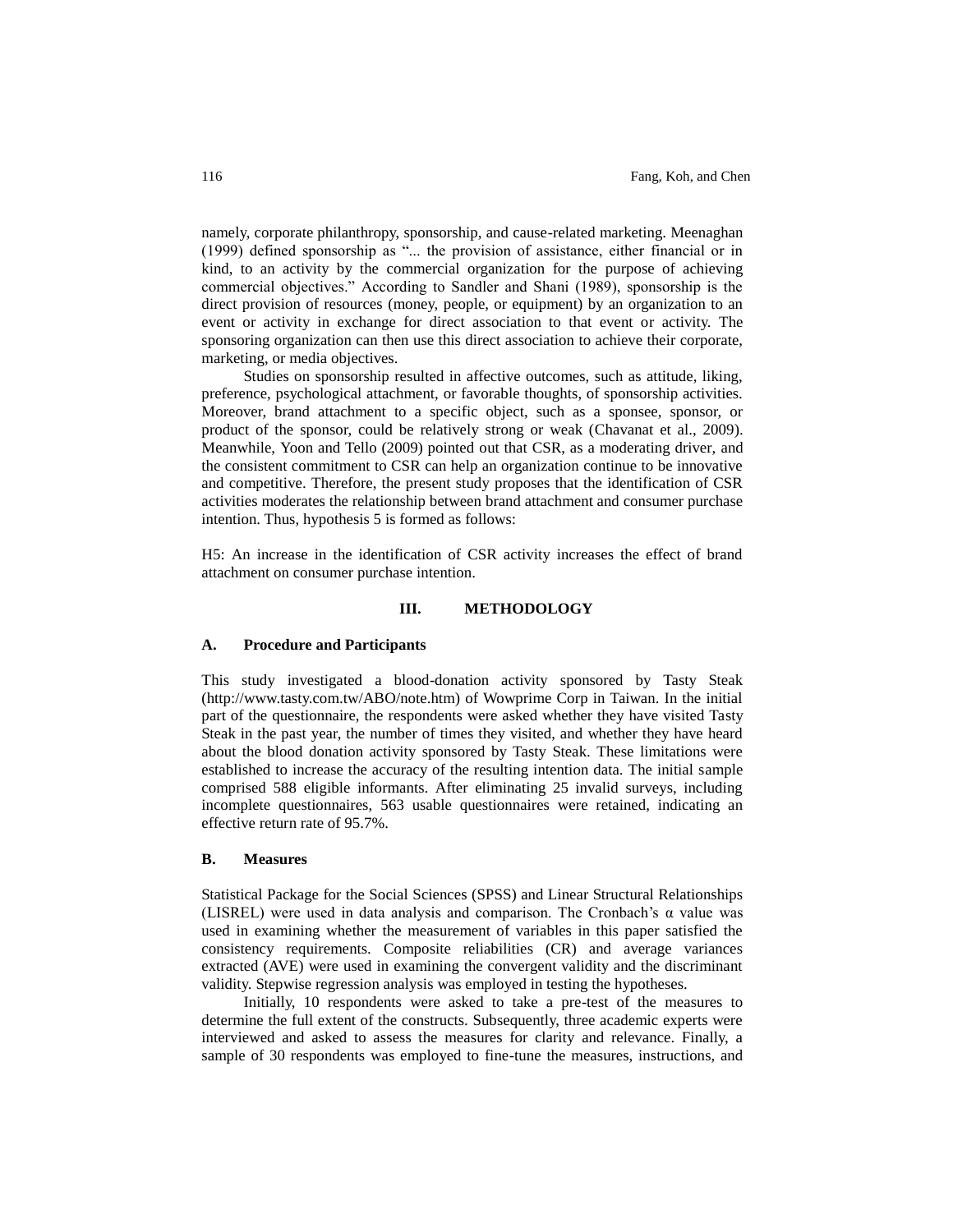namely, corporate philanthropy, sponsorship, and cause-related marketing. Meenaghan (1999) defined sponsorship as "... the provision of assistance, either financial or in kind, to an activity by the commercial organization for the purpose of achieving commercial objectives." According to Sandler and Shani (1989), sponsorship is the direct provision of resources (money, people, or equipment) by an organization to an event or activity in exchange for direct association to that event or activity. The sponsoring organization can then use this direct association to achieve their corporate, marketing, or media objectives.

Studies on sponsorship resulted in affective outcomes, such as attitude, liking, preference, psychological attachment, or favorable thoughts, of sponsorship activities. Moreover, brand attachment to a specific object, such as a sponsee, sponsor, or product of the sponsor, could be relatively strong or weak (Chavanat et al., 2009). Meanwhile, Yoon and Tello (2009) pointed out that CSR, as a moderating driver, and the consistent commitment to CSR can help an organization continue to be innovative and competitive. Therefore, the present study proposes that the identification of CSR activities moderates the relationship between brand attachment and consumer purchase intention. Thus, hypothesis 5 is formed as follows:

H5: An increase in the identification of CSR activity increases the effect of brand attachment on consumer purchase intention.

## III. METHODOLOGY

### A. Procedure and Participants

This study investigated a blood-donation activity sponsored by Tasty Steak (http://www.tasty.com.tw/ABO/note.htm) of Wowprime Corp in Taiwan. In the initial part of the questionnaire, the respondents were asked whether they have visited Tasty Steak in the past year, the number of times they visited, and whether they have heard about the blood donation activity sponsored by Tasty Steak. These limitations were established to increase the accuracy of the resulting intention data. The initial sample comprised 588 eligible informants. After eliminating 25 invalid surveys, including incomplete questionnaires, 563 usable questionnaires were retained, indicating an effective return rate of 95.7%.

### B. Measures

Statistical Package for the Social Sciences (SPSS) and Linear Structural Relationships (LISREL) were used in data analysis and comparison. The Cronbach's $\alpha$ value was used in examining whether the measurement of variables in this paper satisfied the consistency requirements. Composite reliabilities (CR) and average variances extracted (AVE) were used in examining the convergent validity and the discriminant validity. Stepwise regression analysis was employed in testing the hypotheses.

Initially, 10 respondents were asked to take a pre-test of the measures to determine the full extent of the constructs. Subsequently, three academic experts were interviewed and asked to assess the measures for clarity and relevance. Finally, a sample of 30 respondents was employed to fine-tune the measures, instructions, and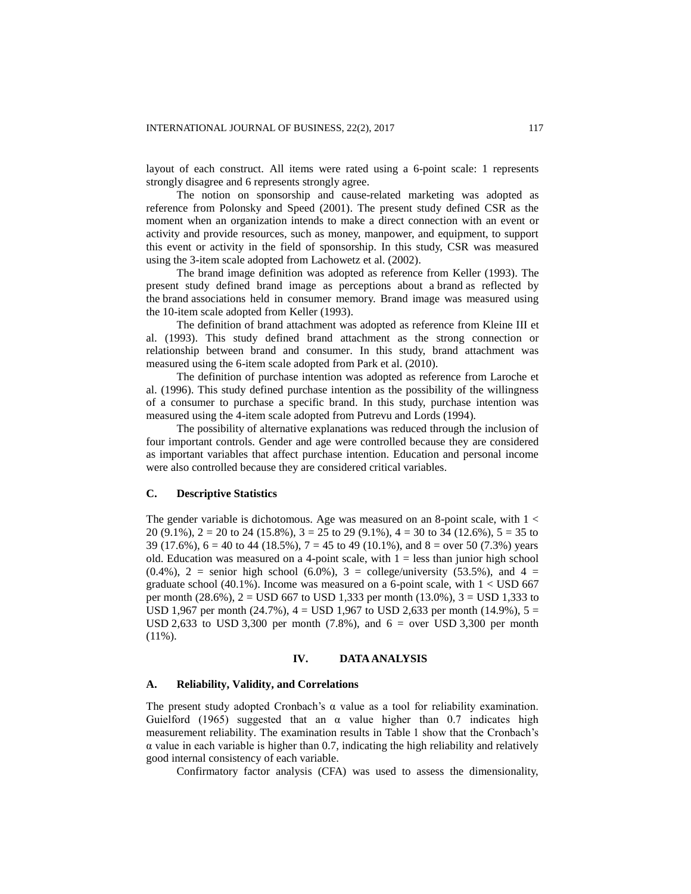layout of each construct. All items were rated using a 6-point scale: 1 represents strongly disagree and 6 represents strongly agree.

The notion on sponsorship and cause-related marketing was adopted as reference from Polonsky and Speed (2001). The present study defined CSR as the moment when an organization intends to make a direct connection with an event or activity and provide resources, such as money, manpower, and equipment, to support this event or activity in the field of sponsorship. In this study, CSR was measured using the 3-item scale adopted from Lachowetz et al. (2002).

The brand image definition was adopted as reference from Keller (1993). The present study defined brand image as perceptions about a brand as reflected by the brand associations held in consumer memory. Brand image was measured using the 10-item scale adopted from Keller (1993).

The definition of brand attachment was adopted as reference from Kleine III et al. (1993). This study defined brand attachment as the strong connection or relationship between brand and consumer. In this study, brand attachment was measured using the 6-item scale adopted from Park et al. (2010).

The definition of purchase intention was adopted as reference from Laroche et al. (1996). This study defined purchase intention as the possibility of the willingness of a consumer to purchase a specific brand. In this study, purchase intention was measured using the 4-item scale adopted from Putrevu and Lords (1994).

The possibility of alternative explanations was reduced through the inclusion of four important controls. Gender and age were controlled because they are considered as important variables that affect purchase intention. Education and personal income were also controlled because they are considered critical variables.

### C. Descriptive Statistics

The gender variable is dichotomous. Age was measured on an 8-point scale, with 1 < 20 (9.1%), 2 = 20 to 24 (15.8%), 3 = 25 to 29 (9.1%), 4 = 30 to 34 (12.6%), 5 = 35 to 39 (17.6%), 6 = 40 to 44 (18.5%), 7 = 45 to 49 (10.1%), and 8 = over 50 (7.3%) years old. Education was measured on a 4-point scale, with 1 = less than junior high school (0.4%), 2 = senior high school (6.0%), 3 = college/university (53.5%), and 4 = graduate school (40.1%). Income was measured on a 6-point scale, with 1 < USD 667 per month (28.6%), 2 = USD 667 to USD 1,333 per month (13.0%), 3 = USD 1,333 to USD 1,967 per month (24.7%), 4 = USD 1,967 to USD 2,633 per month (14.9%), 5 = USD 2,633 to USD 3,300 per month (7.8%), and 6 = over USD 3,300 per month (11%).

## IV. DATA ANALYSIS

### A. Reliability, Validity, and Correlations

The present study adopted Cronbach's $\alpha$ value as a tool for reliability examination. Guielford (1965) suggested that an $\alpha$ value higher than 0.7 indicates high measurement reliability. The examination results in Table 1 show that the Cronbach's $\alpha$ value in each variable is higher than 0.7, indicating the high reliability and relatively good internal consistency of each variable.

Confirmatory factor analysis (CFA) was used to assess the dimensionality,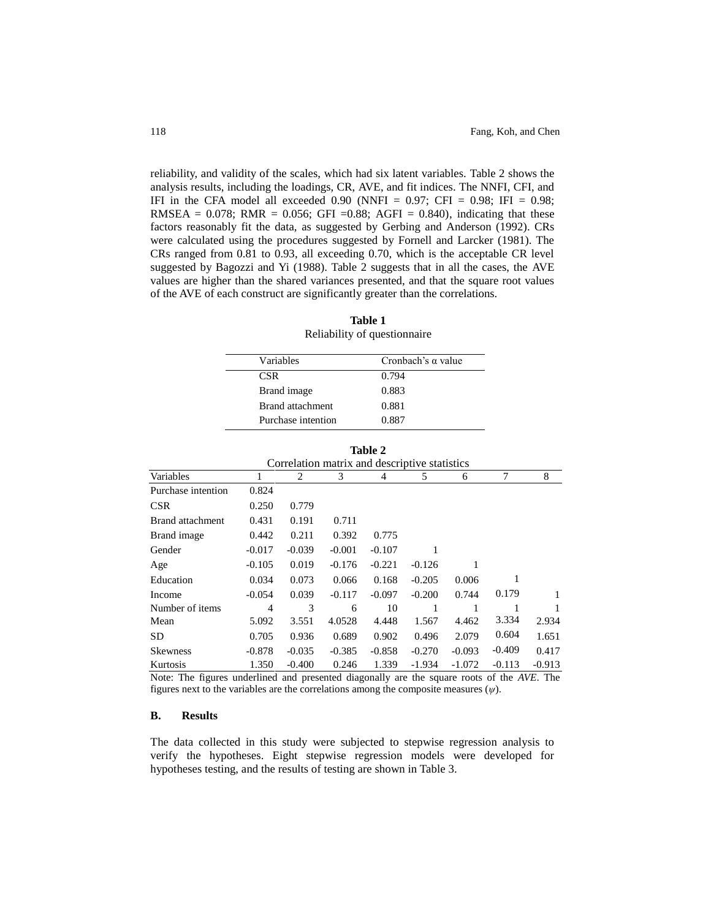reliability, and validity of the scales, which had six latent variables. Table 2 shows the analysis results, including the loadings, CR, AVE, and fit indices. The NNFI, CFI, and IFI in the CFA model all exceeded 0.90 (NNFI = 0.97; CFI = 0.98; IFI = 0.98; RMSEA = 0.078; RMR = 0.056; GFI =0.88; AGFI = 0.840), indicating that these factors reasonably fit the data, as suggested by Gerbing and Anderson (1992). CRs were calculated using the procedures suggested by Fornell and Larcker (1981). The CRs ranged from 0.81 to 0.93, all exceeding 0.70, which is the acceptable CR level suggested by Bagozzi and Yi (1988). Table 2 suggests that in all the cases, the AVE values are higher than the shared variances presented, and that the square root values of the AVE of each construct are significantly greater than the correlations.

**Table 1**
Reliability of questionnaire

| Variables | Cronbach's α value |
|---|---|
| CSR | 0.794 |
| Brand image | 0.883 |
| Brand attachment | 0.881 |
| Purchase intention | 0.887 |

**Table 2**
Correlation matrix and descriptive statistics

| Variables | 1 | 2 | 3 | 4 | 5 | 6 | 7 | 8 |
|---|---|---|---|---|---|---|---|---|
| Purchase intention | 0.824 | | | | | | | |
| CSR | 0.250 | 0.779 | | | | | | |
| Brand attachment | 0.431 | 0.191 | 0.711 | | | | | |
| Brand image | 0.442 | 0.211 | 0.392 | 0.775 | | | | |
| Gender | -0.017 | -0.039 | -0.001 | -0.107 | 1 | | | |
| Age | -0.105 | 0.019 | -0.176 | -0.221 | -0.126 | 1 | | |
| Education | 0.034 | 0.073 | 0.066 | 0.168 | -0.205 | 0.006 | 1 | |
| Income | -0.054 | 0.039 | -0.117 | -0.097 | -0.200 | 0.744 | 0.179 | 1 |
| Number of items | 4 | 3 | 6 | 10 | 1 | 1 | 1 | 1 |
| Mean | 5.092 | 3.551 | 4.0528 | 4.448 | 1.567 | 4.462 | 3.334 | 2.934 |
| SD | 0.705 | 0.936 | 0.689 | 0.902 | 0.496 | 2.079 | 0.604 | 1.651 |
| Skewness | -0.878 | -0.035 | -0.385 | -0.858 | -0.270 | -0.093 | -0.409 | 0.417 |
| Kurtosis | 1.350 | -0.400 | 0.246 | 1.339 | -1.934 | -1.072 | -0.113 | -0.913 |

Note: The figures underlined and presented diagonally are the square roots of the *AVE*. The figures next to the variables are the correlations among the composite measures ($\psi$).

### B. Results

The data collected in this study were subjected to stepwise regression analysis to verify the hypotheses. Eight stepwise regression models were developed for hypotheses testing, and the results of testing are shown in Table 3.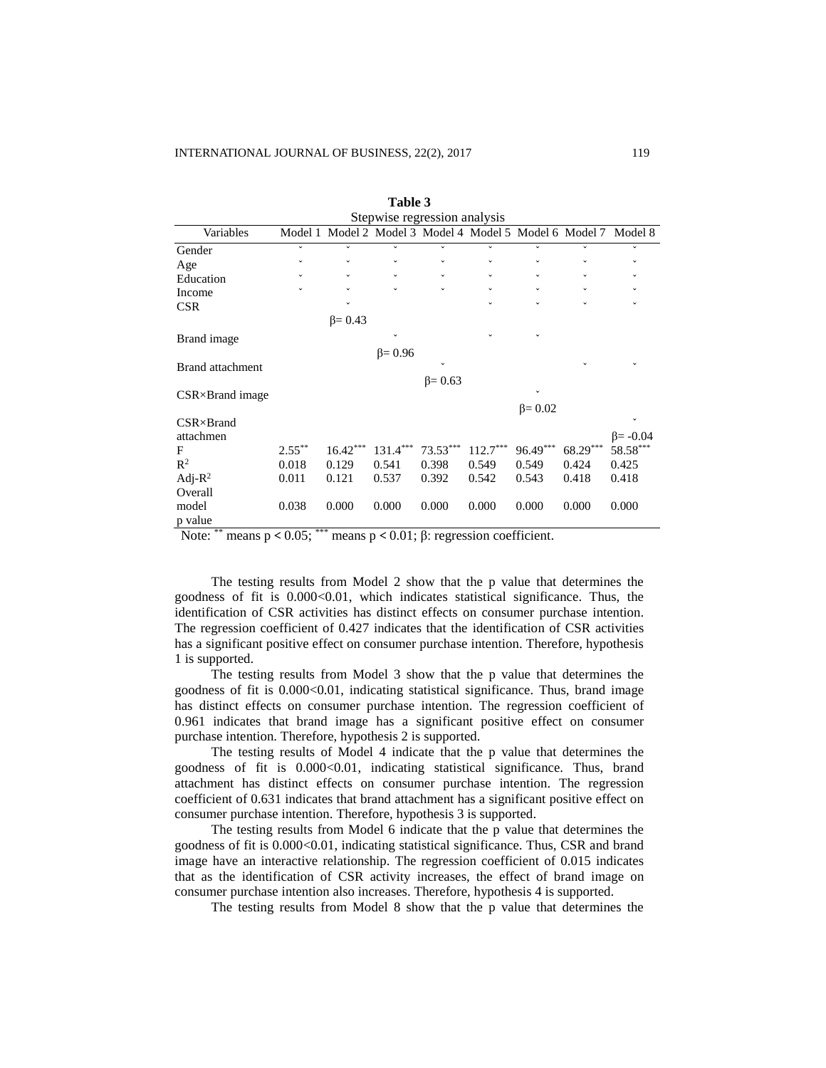**Table 3**

Stepwise regression analysis

| Variables | Model 1 | Model 2 | Model 3 | Model 4 | Model 5 | Model 6 | Model 7 | Model 8 |
|---|---|---|---|---|---|---|---|---|
| Gender | ˇ | ˇ | ˇ | ˇ | ˇ | ˇ | ˇ | ˇ |
| Age | ˇ | ˇ | ˇ | ˇ | ˇ | ˇ | ˇ | ˇ |
| Education | ˇ | ˇ | ˇ | ˇ | ˇ | ˇ | ˇ | ˇ |
| Income | ˇ | ˇ | ˇ | ˇ | ˇ | ˇ | ˇ | ˇ |
| CSR | | ˇ β= 0.43 | | | ˇ | ˇ | ˇ | ˇ |
| Brand image | | | ˇ β= 0.96 | | ˇ | ˇ | | |
| Brand attachment | | | | ˇ β= 0.63 | | | ˇ | ˇ |
| CSR×Brand image | | | | | | ˇ β= 0.02 | | |
| CSR×Brand attachmen | | | | | | | | ˇ β= -0.04 |
| F | 2.55** | 16.42*** | 131.4*** | 73.53*** | 112.7*** | 96.49*** | 68.29*** | 58.58*** |
| $R^2$ | 0.018 | 0.129 | 0.541 | 0.398 | 0.549 | 0.549 | 0.424 | 0.425 |
| Adj-$R^2$ | 0.011 | 0.121 | 0.537 | 0.392 | 0.542 | 0.543 | 0.418 | 0.418 |
| Overall model p value | 0.038 | 0.000 | 0.000 | 0.000 | 0.000 | 0.000 | 0.000 | 0.000 |

Note: ** means $p < 0.05$; *** means $p < 0.01$; β: regression coefficient.

The testing results from Model 2 show that the p value that determines the goodness of fit is 0.000<0.01, which indicates statistical significance. Thus, the identification of CSR activities has distinct effects on consumer purchase intention. The regression coefficient of 0.427 indicates that the identification of CSR activities has a significant positive effect on consumer purchase intention. Therefore, hypothesis 1 is supported.

The testing results from Model 3 show that the p value that determines the goodness of fit is 0.000<0.01, indicating statistical significance. Thus, brand image has distinct effects on consumer purchase intention. The regression coefficient of 0.961 indicates that brand image has a significant positive effect on consumer purchase intention. Therefore, hypothesis 2 is supported.

The testing results of Model 4 indicate that the p value that determines the goodness of fit is 0.000<0.01, indicating statistical significance. Thus, brand attachment has distinct effects on consumer purchase intention. The regression coefficient of 0.631 indicates that brand attachment has a significant positive effect on consumer purchase intention. Therefore, hypothesis 3 is supported.

The testing results from Model 6 indicate that the p value that determines the goodness of fit is 0.000<0.01, indicating statistical significance. Thus, CSR and brand image have an interactive relationship. The regression coefficient of 0.015 indicates that as the identification of CSR activity increases, the effect of brand image on consumer purchase intention also increases. Therefore, hypothesis 4 is supported.

The testing results from Model 8 show that the p value that determines the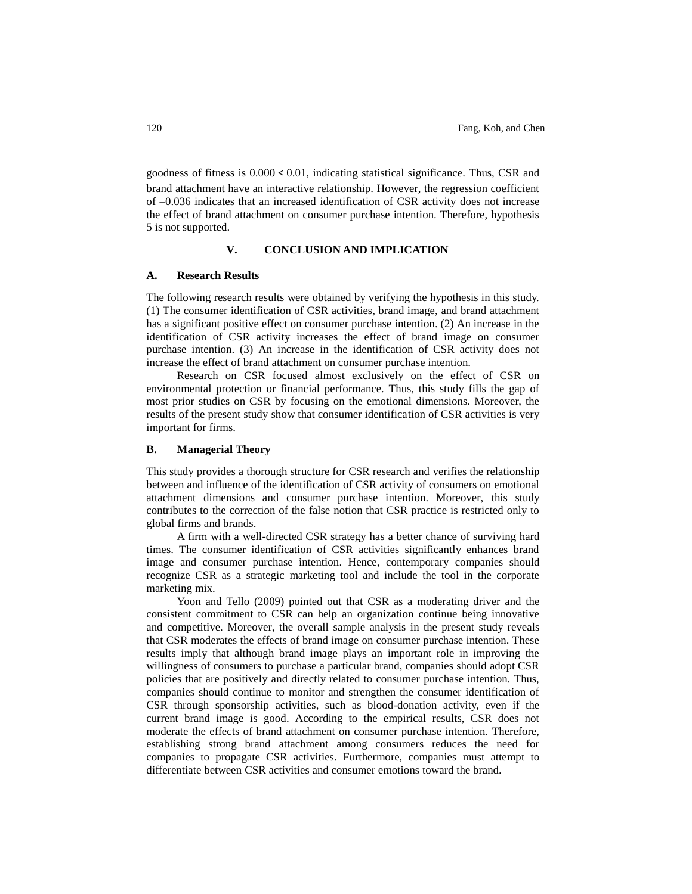goodness of fitness is $0.000 < 0.01$, indicating statistical significance. Thus, CSR and brand attachment have an interactive relationship. However, the regression coefficient of –0.036 indicates that an increased identification of CSR activity does not increase the effect of brand attachment on consumer purchase intention. Therefore, hypothesis 5 is not supported.

## V. CONCLUSION AND IMPLICATION

### A. Research Results

The following research results were obtained by verifying the hypothesis in this study. (1) The consumer identification of CSR activities, brand image, and brand attachment has a significant positive effect on consumer purchase intention. (2) An increase in the identification of CSR activity increases the effect of brand image on consumer purchase intention. (3) An increase in the identification of CSR activity does not increase the effect of brand attachment on consumer purchase intention.

Research on CSR focused almost exclusively on the effect of CSR on environmental protection or financial performance. Thus, this study fills the gap of most prior studies on CSR by focusing on the emotional dimensions. Moreover, the results of the present study show that consumer identification of CSR activities is very important for firms.

### B. Managerial Theory

This study provides a thorough structure for CSR research and verifies the relationship between and influence of the identification of CSR activity of consumers on emotional attachment dimensions and consumer purchase intention. Moreover, this study contributes to the correction of the false notion that CSR practice is restricted only to global firms and brands.

A firm with a well-directed CSR strategy has a better chance of surviving hard times. The consumer identification of CSR activities significantly enhances brand image and consumer purchase intention. Hence, contemporary companies should recognize CSR as a strategic marketing tool and include the tool in the corporate marketing mix.

Yoon and Tello (2009) pointed out that CSR as a moderating driver and the consistent commitment to CSR can help an organization continue being innovative and competitive. Moreover, the overall sample analysis in the present study reveals that CSR moderates the effects of brand image on consumer purchase intention. These results imply that although brand image plays an important role in improving the willingness of consumers to purchase a particular brand, companies should adopt CSR policies that are positively and directly related to consumer purchase intention. Thus, companies should continue to monitor and strengthen the consumer identification of CSR through sponsorship activities, such as blood-donation activity, even if the current brand image is good. According to the empirical results, CSR does not moderate the effects of brand attachment on consumer purchase intention. Therefore, establishing strong brand attachment among consumers reduces the need for companies to propagate CSR activities. Furthermore, companies must attempt to differentiate between CSR activities and consumer emotions toward the brand.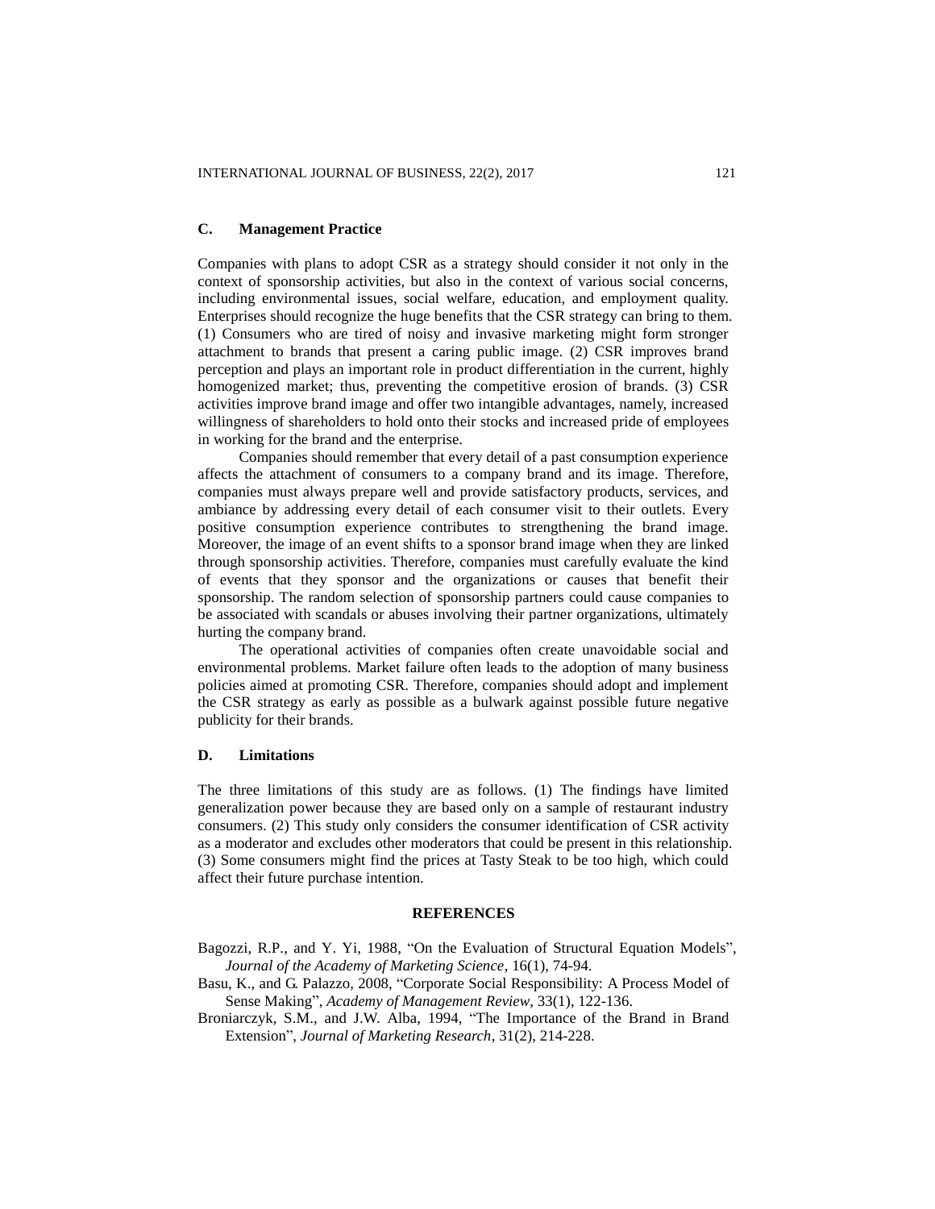### C. Management Practice

Companies with plans to adopt CSR as a strategy should consider it not only in the context of sponsorship activities, but also in the context of various social concerns, including environmental issues, social welfare, education, and employment quality. Enterprises should recognize the huge benefits that the CSR strategy can bring to them. (1) Consumers who are tired of noisy and invasive marketing might form stronger attachment to brands that present a caring public image. (2) CSR improves brand perception and plays an important role in product differentiation in the current, highly homogenized market; thus, preventing the competitive erosion of brands. (3) CSR activities improve brand image and offer two intangible advantages, namely, increased willingness of shareholders to hold onto their stocks and increased pride of employees in working for the brand and the enterprise.

Companies should remember that every detail of a past consumption experience affects the attachment of consumers to a company brand and its image. Therefore, companies must always prepare well and provide satisfactory products, services, and ambiance by addressing every detail of each consumer visit to their outlets. Every positive consumption experience contributes to strengthening the brand image. Moreover, the image of an event shifts to a sponsor brand image when they are linked through sponsorship activities. Therefore, companies must carefully evaluate the kind of events that they sponsor and the organizations or causes that benefit their sponsorship. The random selection of sponsorship partners could cause companies to be associated with scandals or abuses involving their partner organizations, ultimately hurting the company brand.

The operational activities of companies often create unavoidable social and environmental problems. Market failure often leads to the adoption of many business policies aimed at promoting CSR. Therefore, companies should adopt and implement the CSR strategy as early as possible as a bulwark against possible future negative publicity for their brands.

### D. Limitations

The three limitations of this study are as follows. (1) The findings have limited generalization power because they are based only on a sample of restaurant industry consumers. (2) This study only considers the consumer identification of CSR activity as a moderator and excludes other moderators that could be present in this relationship. (3) Some consumers might find the prices at Tasty Steak to be too high, which could affect their future purchase intention.

## REFERENCES

Bagozzi, R.P., and Y. Yi, 1988, "On the Evaluation of Structural Equation Models", *Journal of the Academy of Marketing Science*, 16(1), 74-94.

Basu, K., and G. Palazzo, 2008, "Corporate Social Responsibility: A Process Model of Sense Making", *Academy of Management Review*, 33(1), 122-136.

Broniarczyk, S.M., and J.W. Alba, 1994, "The Importance of the Brand in Brand Extension", *Journal of Marketing Research*, 31(2), 214-228.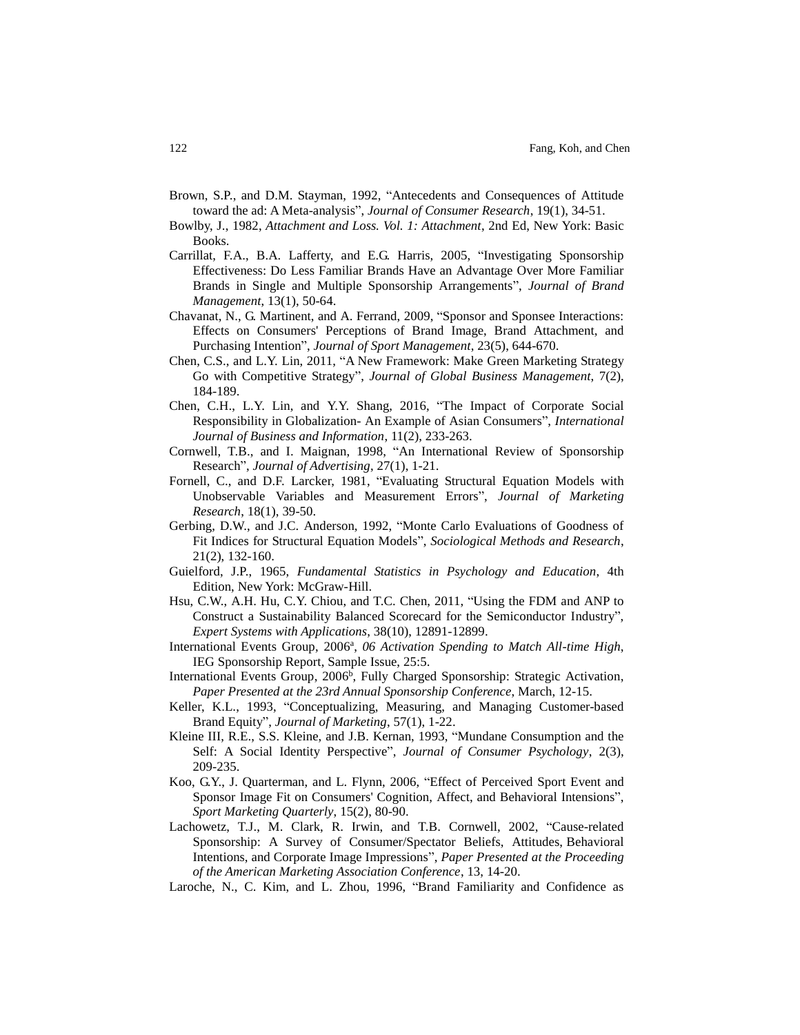Brown, S.P., and D.M. Stayman, 1992, "Antecedents and Consequences of Attitude toward the ad: A Meta-analysis", *Journal of Consumer Research*, 19(1), 34-51.

Bowlby, J., 1982, *Attachment and Loss. Vol. 1: Attachment*, 2nd Ed, New York: Basic Books.

Carrillat, F.A., B.A. Lafferty, and E.G. Harris, 2005, "Investigating Sponsorship Effectiveness: Do Less Familiar Brands Have an Advantage Over More Familiar Brands in Single and Multiple Sponsorship Arrangements", *Journal of Brand Management*, 13(1), 50-64.

Chavanat, N., G. Martinent, and A. Ferrand, 2009, "Sponsor and Sponsee Interactions: Effects on Consumers' Perceptions of Brand Image, Brand Attachment, and Purchasing Intention", *Journal of Sport Management*, 23(5), 644-670.

Chen, C.S., and L.Y. Lin, 2011, "A New Framework: Make Green Marketing Strategy Go with Competitive Strategy", *Journal of Global Business Management*, 7(2), 184-189.

Chen, C.H., L.Y. Lin, and Y.Y. Shang, 2016, "The Impact of Corporate Social Responsibility in Globalization- An Example of Asian Consumers", *International Journal of Business and Information*, 11(2), 233-263.

Cornwell, T.B., and I. Maignan, 1998, "An International Review of Sponsorship Research", *Journal of Advertising*, 27(1), 1-21.

Fornell, C., and D.F. Larcker, 1981, "Evaluating Structural Equation Models with Unobservable Variables and Measurement Errors", *Journal of Marketing Research*, 18(1), 39-50.

Gerbing, D.W., and J.C. Anderson, 1992, "Monte Carlo Evaluations of Goodness of Fit Indices for Structural Equation Models", *Sociological Methods and Research*, 21(2), 132-160.

Guielford, J.P., 1965, *Fundamental Statistics in Psychology and Education*, 4th Edition, New York: McGraw-Hill.

Hsu, C.W., A.H. Hu, C.Y. Chiou, and T.C. Chen, 2011, "Using the FDM and ANP to Construct a Sustainability Balanced Scorecard for the Semiconductor Industry", *Expert Systems with Applications*, 38(10), 12891-12899.

International Events Group, 2006[a], *06 Activation Spending to Match All-time High*, IEG Sponsorship Report, Sample Issue, 25:5.

International Events Group, 2006[b], Fully Charged Sponsorship: Strategic Activation, *Paper Presented at the 23rd Annual Sponsorship Conference*, March, 12-15.

Keller, K.L., 1993, "Conceptualizing, Measuring, and Managing Customer-based Brand Equity", *Journal of Marketing*, 57(1), 1-22.

Kleine III, R.E., S.S. Kleine, and J.B. Kernan, 1993, "Mundane Consumption and the Self: A Social Identity Perspective", *Journal of Consumer Psychology*, 2(3), 209-235.

Koo, G.Y., J. Quarterman, and L. Flynn, 2006, "Effect of Perceived Sport Event and Sponsor Image Fit on Consumers' Cognition, Affect, and Behavioral Intensions", *Sport Marketing Quarterly*, 15(2), 80-90.

Lachowetz, T.J., M. Clark, R. Irwin, and T.B. Cornwell, 2002, "Cause-related Sponsorship: A Survey of Consumer/Spectator Beliefs, Attitudes, Behavioral Intentions, and Corporate Image Impressions", *Paper Presented at the Proceeding of the American Marketing Association Conference*, 13, 14-20.

Laroche, N., C. Kim, and L. Zhou, 1996, "Brand Familiarity and Confidence as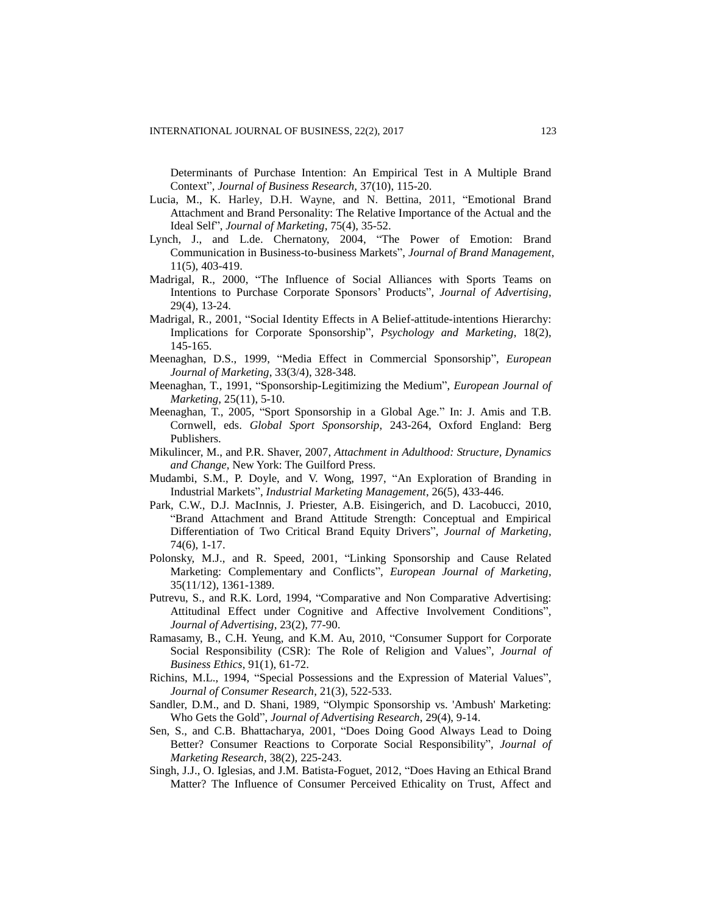Determinants of Purchase Intention: An Empirical Test in A Multiple Brand Context", *Journal of Business Research*, 37(10), 115-20.

Lucia, M., K. Harley, D.H. Wayne, and N. Bettina, 2011, "Emotional Brand Attachment and Brand Personality: The Relative Importance of the Actual and the Ideal Self", *Journal of Marketing*, 75(4), 35-52.

Lynch, J., and L.de. Chernatony, 2004, "The Power of Emotion: Brand Communication in Business-to-business Markets", *Journal of Brand Management*, 11(5), 403-419.

Madrigal, R., 2000, "The Influence of Social Alliances with Sports Teams on Intentions to Purchase Corporate Sponsors' Products", *Journal of Advertising*, 29(4), 13-24.

Madrigal, R., 2001, "Social Identity Effects in A Belief-attitude-intentions Hierarchy: Implications for Corporate Sponsorship", *Psychology and Marketing*, 18(2), 145-165.

Meenaghan, D.S., 1999, "Media Effect in Commercial Sponsorship", *European Journal of Marketing*, 33(3/4), 328-348.

Meenaghan, T., 1991, "Sponsorship-Legitimizing the Medium", *European Journal of Marketing*, 25(11), 5-10.

Meenaghan, T., 2005, "Sport Sponsorship in a Global Age." In: J. Amis and T.B. Cornwell, eds. *Global Sport Sponsorship*, 243-264, Oxford England: Berg Publishers.

Mikulincer, M., and P.R. Shaver, 2007, *Attachment in Adulthood: Structure, Dynamics and Change*, New York: The Guilford Press.

Mudambi, S.M., P. Doyle, and V. Wong, 1997, "An Exploration of Branding in Industrial Markets", *Industrial Marketing Management*, 26(5), 433-446.

Park, C.W., D.J. MacInnis, J. Priester, A.B. Eisingerich, and D. Lacobucci, 2010, "Brand Attachment and Brand Attitude Strength: Conceptual and Empirical Differentiation of Two Critical Brand Equity Drivers", *Journal of Marketing*, 74(6), 1-17.

Polonsky, M.J., and R. Speed, 2001, "Linking Sponsorship and Cause Related Marketing: Complementary and Conflicts", *European Journal of Marketing*, 35(11/12), 1361-1389.

Putrevu, S., and R.K. Lord, 1994, "Comparative and Non Comparative Advertising: Attitudinal Effect under Cognitive and Affective Involvement Conditions", *Journal of Advertising*, 23(2), 77-90.

Ramasamy, B., C.H. Yeung, and K.M. Au, 2010, "Consumer Support for Corporate Social Responsibility (CSR): The Role of Religion and Values", *Journal of Business Ethics*, 91(1), 61-72.

Richins, M.L., 1994, "Special Possessions and the Expression of Material Values", *Journal of Consumer Research*, 21(3), 522-533.

Sandler, D.M., and D. Shani, 1989, "Olympic Sponsorship vs. 'Ambush' Marketing: Who Gets the Gold", *Journal of Advertising Research*, 29(4), 9-14.

Sen, S., and C.B. Bhattacharya, 2001, "Does Doing Good Always Lead to Doing Better? Consumer Reactions to Corporate Social Responsibility", *Journal of Marketing Research*, 38(2), 225-243.

Singh, J.J., O. Iglesias, and J.M. Batista-Foguet, 2012, "Does Having an Ethical Brand Matter? The Influence of Consumer Perceived Ethicality on Trust, Affect and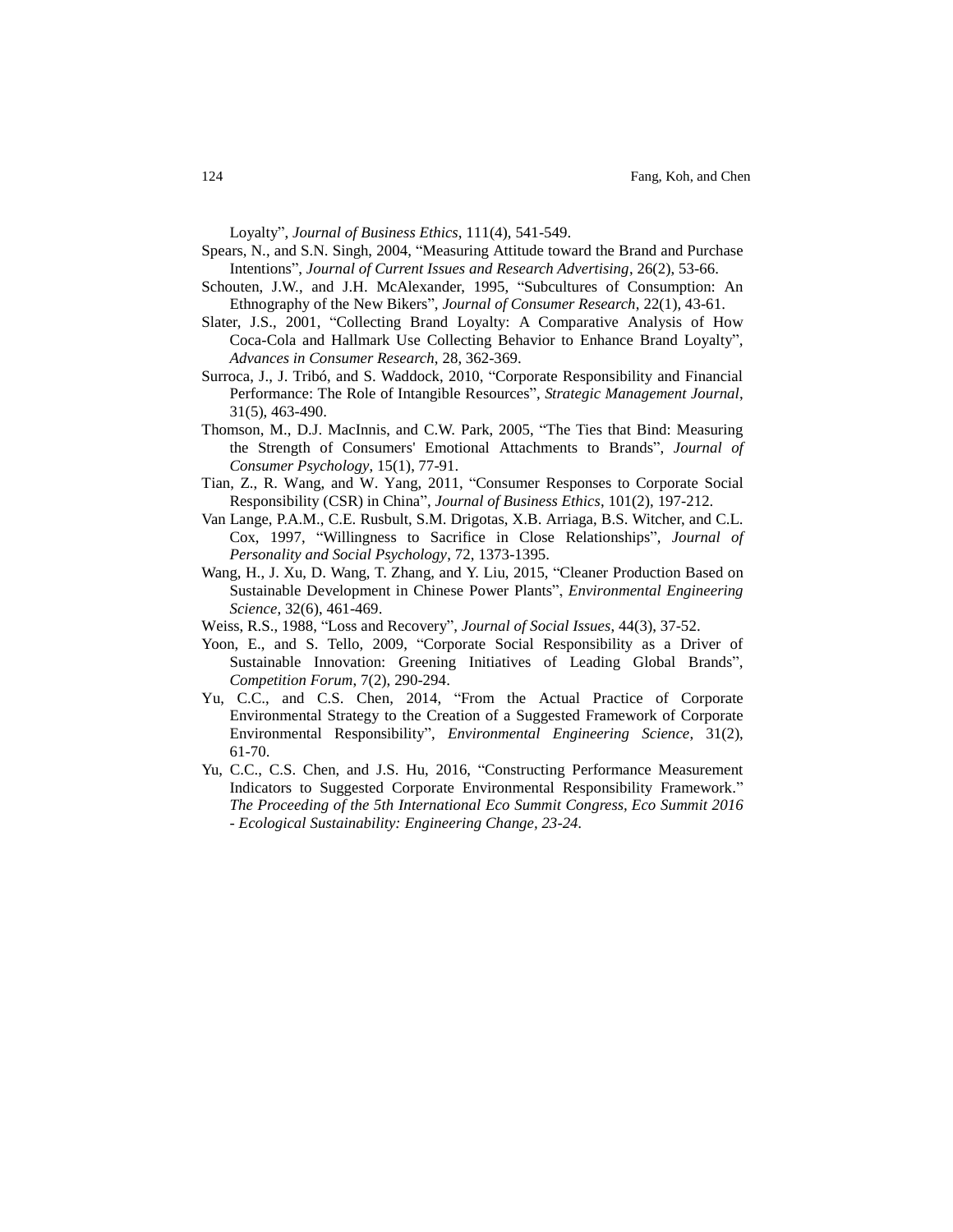Loyalty", *Journal of Business Ethics*, 111(4), 541-549.

Spears, N., and S.N. Singh, 2004, "Measuring Attitude toward the Brand and Purchase Intentions", *Journal of Current Issues and Research Advertising*, 26(2), 53-66.

Schouten, J.W., and J.H. McAlexander, 1995, "Subcultures of Consumption: An Ethnography of the New Bikers", *Journal of Consumer Research*, 22(1), 43-61.

Slater, J.S., 2001, "Collecting Brand Loyalty: A Comparative Analysis of How Coca-Cola and Hallmark Use Collecting Behavior to Enhance Brand Loyalty", *Advances in Consumer Research*, 28, 362-369.

Surroca, J., J. Tribó, and S. Waddock, 2010, "Corporate Responsibility and Financial Performance: The Role of Intangible Resources", *Strategic Management Journal*, 31(5), 463-490.

Thomson, M., D.J. MacInnis, and C.W. Park, 2005, "The Ties that Bind: Measuring the Strength of Consumers' Emotional Attachments to Brands", *Journal of Consumer Psychology*, 15(1), 77-91.

Tian, Z., R. Wang, and W. Yang, 2011, "Consumer Responses to Corporate Social Responsibility (CSR) in China", *Journal of Business Ethics*, 101(2), 197-212.

Van Lange, P.A.M., C.E. Rusbult, S.M. Drigotas, X.B. Arriaga, B.S. Witcher, and C.L. Cox, 1997, "Willingness to Sacrifice in Close Relationships", *Journal of Personality and Social Psychology*, 72, 1373-1395.

Wang, H., J. Xu, D. Wang, T. Zhang, and Y. Liu, 2015, "Cleaner Production Based on Sustainable Development in Chinese Power Plants", *Environmental Engineering Science*, 32(6), 461-469.

Weiss, R.S., 1988, "Loss and Recovery", *Journal of Social Issues*, 44(3), 37-52.

Yoon, E., and S. Tello, 2009, "Corporate Social Responsibility as a Driver of Sustainable Innovation: Greening Initiatives of Leading Global Brands", *Competition Forum*, 7(2), 290-294.

Yu, C.C., and C.S. Chen, 2014, "From the Actual Practice of Corporate Environmental Strategy to the Creation of a Suggested Framework of Corporate Environmental Responsibility", *Environmental Engineering Science*, 31(2), 61-70.

Yu, C.C., C.S. Chen, and J.S. Hu, 2016, "Constructing Performance Measurement Indicators to Suggested Corporate Environmental Responsibility Framework." *The Proceeding of the 5th International Eco Summit Congress, Eco Summit 2016 - Ecological Sustainability: Engineering Change, 23-24.*